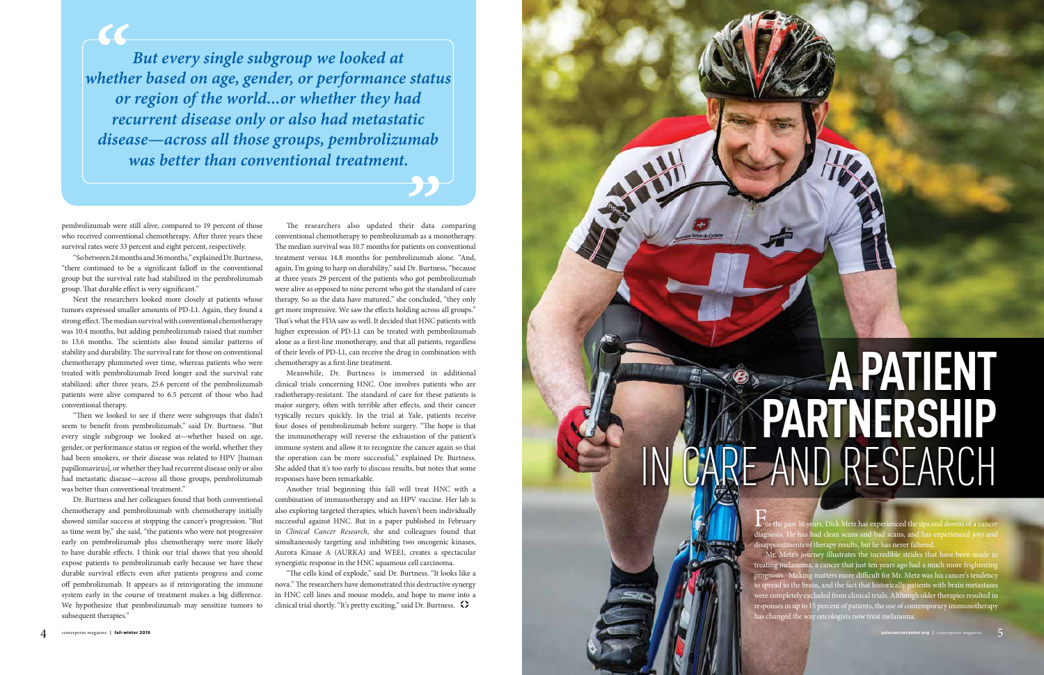*But every single subgroup we looked at whether based on age, gender, or performance status or region of the world...or whether they had recurrent disease only or also had metastatic disease—across all those groups, pembrolizumab was better than conventional treatment.*

pembrolizumab were still alive, compared to 19 percent of those who received conventional chemotherapy. After three years these survival rates were 33 percent and eight percent, respectively.

"So between 24 months and 36 months," explained Dr. Burtness, "there continued to be a significant falloff in the conventional group but the survival rate had stabilized in the pembrolizumab group. That durable effect is very significant."

Next the researchers looked more closely at patients whose tumors expressed smaller amounts of PD-L1. Again, they found a strong effect. The median survival with conventional chemotherapy was 10.4 months, but adding pembrolizumab raised that number to 13.6 months. The scientists also found similar patterns of stability and durability. The survival rate for those on conventional chemotherapy plummeted over time, whereas patients who were treated with pembrolizumab lived longer and the survival rate stabilized: after three years, 25.6 percent of the pembrolizumab patients were alive compared to 6.5 percent of those who had conventional therapy.

"Then we looked to see if there were subgroups that didn't seem to benefit from pembrolizumab," said Dr. Burtness. "But every single subgroup we looked at—whether based on age, gender, or performance status or region of the world, whether they had been smokers, or their disease was related to HPV [human papillomavirus], or whether they had recurrent disease only or also had metastatic disease—across all those groups, pembrolizumab was better than conventional treatment."

Dr. Burtness and her colleagues found that both conventional chemotherapy and pembrolizumab with chemotherapy initially showed similar success at stopping the cancer's progression. "But as time went by," she said, "the patients who were not progressive early on pembrolizumab plus chemotherapy were more likely to have durable effects. I think our trial shows that you should expose patients to pembrolizumab early because we have these durable survival effects even after patients progress and come off pembrolizumab. It appears as if reinvigorating the immune system early in the course of treatment makes a big difference. We hypothesize that pembrolizumab may sensitize tumors to subsequent therapies."

The researchers also updated their data comparing conventional chemotherapy to pembrolizumab as a monotherapy. The median survival was 10.7 months for patients on conventional treatment versus 14.8 months for pembrolizumab alone. "And, again, I'm going to harp on durability," said Dr. Burtness, "because at three years 29 percent of the patients who got pembrolizumab were alive as opposed to nine percent who got the standard of care therapy. So as the data have matured," she concluded, "they only get more impressive. We saw the effects holding across all groups." That's what the FDA saw as well. It decided that HNC patients with higher expression of PD-L1 can be treated with pembrolizumab alone as a first-line monotherapy, and that all patients, regardless of their levels of PD-L1, can receive the drug in combination with chemotherapy as a first-line treatment.

Meanwhile, Dr. Burtness is immersed in additional clinical trials concerning HNC. One involves patients who are radiotherapy-resistant. The standard of care for these patients is major surgery, often with terrible after effects, and their cancer typically recurs quickly. In the trial at Yale, patients receive four doses of pembrolizumab before surgery. "The hope is that the immunotherapy will reverse the exhaustion of the patient's immune system and allow it to recognize the cancer again so that the operation can be more successful," explained Dr. Burtness. She added that it's too early to discuss results, but notes that some responses have been remarkable.

Another trial beginning this fall will treat HNC with a combination of immunotherapy and an HPV vaccine. Her lab is also exploring targeted therapies, which haven't been individually successful against HNC. But in a paper published in February in *Clinical Cancer Research*, she and colleagues found that simultaneously targeting and inhibiting two oncogenic kinases, Aurora Kinase A (AURKA) and WEE1, creates a spectacular synergistic response in the HNC squamous cell carcinoma.

"The cells kind of explode," said Dr. Burtness. "It looks like a nova." The researchers have demonstrated this destructive synergy in HNC cell lines and mouse models, and hope to move into a clinical trial shortly. "It's pretty exciting," said Dr. Burtness.

# A PATIENT PARTNERSHIP IN CARE AND RESEARCH

For the past 16 years, Dick Metz has experienced the ups and downs of a cancer diagnosis. He has had clean scans and bad scans, and has experienced joys and disappointments of therapy results, but he has never faltered.

Mr. Metz's journey illustrates the incredible strides that have been made in treating melanoma, a cancer that just ten years ago had a much more frightening prognosis. Making matters more difficult for Mr. Metz was his cancer's tendency to spread to the brain, and the fact that historically patients with brain metastases were completely excluded from clinical trials. Although older therapies resulted in responses in up to 15 percent of patients, the use of contemporary immunotherapy has changed the way oncologists now treat melanoma.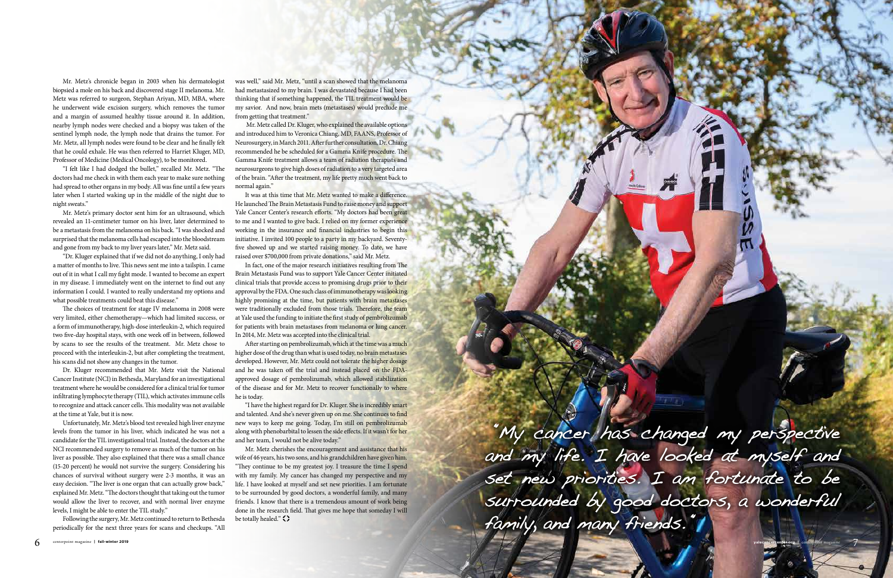Mr. Metz's chronicle began in 2003 when his dermatologist biopsied a mole on his back and discovered stage II melanoma. Mr. Metz was referred to surgeon, Stephan Ariyan, MD, MBA, where he underwent wide excision surgery, which removes the tumor and a margin of assumed healthy tissue around it. In addition, nearby lymph nodes were checked and a biopsy was taken of the sentinel lymph node, the lymph node that drains the tumor. For Mr. Metz, all lymph nodes were found to be clear and he finally felt that he could exhale. He was then referred to Harriet Kluger, MD, Professor of Medicine (Medical Oncology), to be monitored.

"I felt like I had dodged the bullet," recalled Mr. Metz. "The doctors had me check in with them each year to make sure nothing had spread to other organs in my body. All was fine until a few years later when I started waking up in the middle of the night due to night sweats."

Mr. Metz's primary doctor sent him for an ultrasound, which revealed an 11-centimeter tumor on his liver, later determined to be a metastasis from the melanoma on his back. "I was shocked and surprised that the melanoma cells had escaped into the bloodstream and gone from my back to my liver years later," Mr. Metz said.

"Dr. Kluger explained that if we did not do anything, I only had a matter of months to live. This news sent me into a tailspin. I came out of it in what I call my fight mode. I wanted to become an expert in my disease. I immediately went on the internet to find out any information I could. I wanted to really understand my options and what possible treatments could beat this disease."

The choices of treatment for stage IV melanoma in 2008 were very limited, either chemotherapy—which had limited success, or a form of immunotherapy, high-dose interleukin-2, which required two five-day hospital stays, with one week off in between, followed by scans to see the results of the treatment. Mr. Metz chose to proceed with the interleukin-2, but after completing the treatment, his scans did not show any changes in the tumor.

Dr. Kluger recommended that Mr. Metz visit the National Cancer Institute (NCI) in Bethesda, Maryland for an investigational treatment where he would be considered for a clinical trial for tumor infiltrating lymphocyte therapy (TIL), which activates immune cells to recognize and attack cancer cells. This modality was not available at the time at Yale, but it is now.

Unfortunately, Mr. Metz's blood test revealed high liver enzyme levels from the tumor in his liver, which indicated he was not a candidate for the TIL investigational trial. Instead, the doctors at the NCI recommended surgery to remove as much of the tumor on his liver as possible. They also explained that there was a small chance (15-20 percent) he would not survive the surgery. Considering his chances of survival without surgery were 2-3 months, it was an easy decision. "The liver is one organ that can actually grow back," explained Mr. Metz. "The doctors thought that taking out the tumor would allow the liver to recover, and with normal liver enzyme levels, I might be able to enter the TIL study."

Following the surgery, Mr. Metz continued to return to Bethesda periodically for the next three years for scans and checkups. "All was well," said Mr. Metz, "until a scan showed that the melanoma had metastasized to my brain. I was devastated because I had been thinking that if something happened, the TIL treatment would be my savior. And now, brain mets (metastases) would preclude me from getting that treatment."

Mr. Metz called Dr. Kluger, who explained the available options and introduced him to Veronica Chiang, MD, FAANS, Professor of Neurosurgery, in March 2011. After further consultation, Dr. Chiang recommended he be scheduled for a Gamma Knife procedure. The Gamma Knife treatment allows a team of radiation therapists and neurosurgeons to give high doses of radiation to a very targeted area of the brain. "After the treatment, my life pretty much went back to normal again."

It was at this time that Mr. Metz wanted to make a difference. He launched The Brain Metastasis Fund to raise money and support Yale Cancer Center's research efforts. "My doctors had been great to me and I wanted to give back. I relied on my former experience working in the insurance and financial industries to begin this initiative. I invited 100 people to a party in my backyard. Seventy-five showed up and we started raising money. To date, we have raised over $700,000 from private donations," said Mr. Metz.

In fact, one of the major research initiatives resulting from The Brain Metastasis Fund was to support Yale Cancer Center initiated clinical trials that provide access to promising drugs prior to their approval by the FDA. One such class of immunotherapy was looking highly promising at the time, but patients with brain metastases were traditionally excluded from those trials. Therefore, the team at Yale used the funding to initiate the first study of pembrolizumab for patients with brain metastases from melanoma or lung cancer. In 2014, Mr. Metz was accepted into the clinical trial.

After starting on pembrolizumab, which at the time was a much higher dose of the drug than what is used today, no brain metastases developed. However, Mr. Metz could not tolerate the higher dosage and he was taken off the trial and instead placed on the FDA-approved dosage of pembrolizumab, which allowed stabilization of the disease and for Mr. Metz to recover functionally to where he is today.

"I have the highest regard for Dr. Kluger. She is incredibly smart and talented. And she's never given up on me. She continues to find new ways to keep me going. Today, I'm still on pembrolizumab along with phenobarbital to lessen the side effects. If it wasn't for her and her team, I would not be alive today."

Mr. Metz cherishes the encouragement and assistance that his wife of 46 years, his two sons, and his grandchildren have given him. "They continue to be my greatest joy. I treasure the time I spend with my family. My cancer has changed my perspective and my life. I have looked at myself and set new priorities. I am fortunate to be surrounded by good doctors, a wonderful family, and many friends. I know that there is a tremendous amount of work being done in the research field. That gives me hope that someday I will be totally healed."

*"My cancer has changed my perspective and my life. I have looked at myself and set new priorities. I am fortunate to be surrounded by good doctors, a wonderful family, and many friends."*